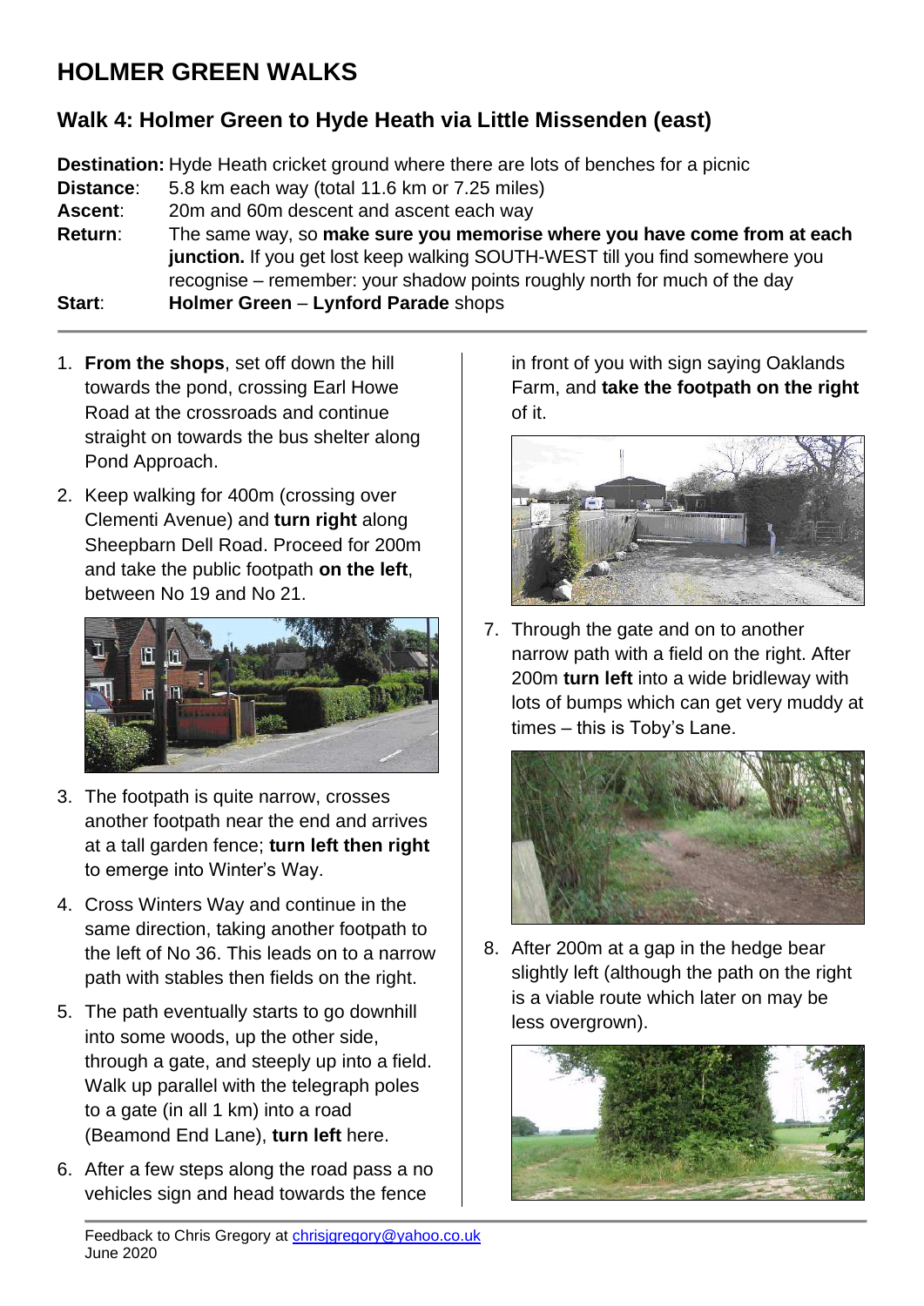# HOLMER GREEN WALKS

## Walk 4: Holmer Green to Hyde Heath via Little Missenden (east)

**Destination:** Hyde Heath cricket ground where there are lots of benches for a picnic
**Distance**: 5.8 km each way (total 11.6 km or 7.25 miles)
**Ascent**: 20m and 60m descent and ascent each way
**Return**: The same way, so **make sure you memorise where you have come from at each junction.** If you get lost keep walking SOUTH-WEST till you find somewhere you recognise – remember: your shadow points roughly north for much of the day
**Start**: **Holmer Green** – **Lynford Parade** shops

---

1. **From the shops**, set off down the hill towards the pond, crossing Earl Howe Road at the crossroads and continue straight on towards the bus shelter along Pond Approach.
2. Keep walking for 400m (crossing over Clementi Avenue) and **turn right** along Sheepbarn Dell Road. Proceed for 200m and take the public footpath **on the left**, between No 19 and No 21.
3. The footpath is quite narrow, crosses another footpath near the end and arrives at a tall garden fence; **turn left then right** to emerge into Winter's Way.
4. Cross Winters Way and continue in the same direction, taking another footpath to the left of No 36. This leads on to a narrow path with stables then fields on the right.
5. The path eventually starts to go downhill into some woods, up the other side, through a gate, and steeply up into a field. Walk up parallel with the telegraph poles to a gate (in all 1 km) into a road (Beamond End Lane), **turn left** here.
6. After a few steps along the road pass a no vehicles sign and head towards the fence in front of you with sign saying Oaklands Farm, and **take the footpath on the right** of it.
7. Through the gate and on to another narrow path with a field on the right. After 200m **turn left** into a wide bridleway with lots of bumps which can get very muddy at times – this is Toby's Lane.
8. After 200m at a gap in the hedge bear slightly left (although the path on the right is a viable route which later on may be less overgrown).

---

Feedback to Chris Gregory at chrisjgregory@yahoo.co.uk
June 2020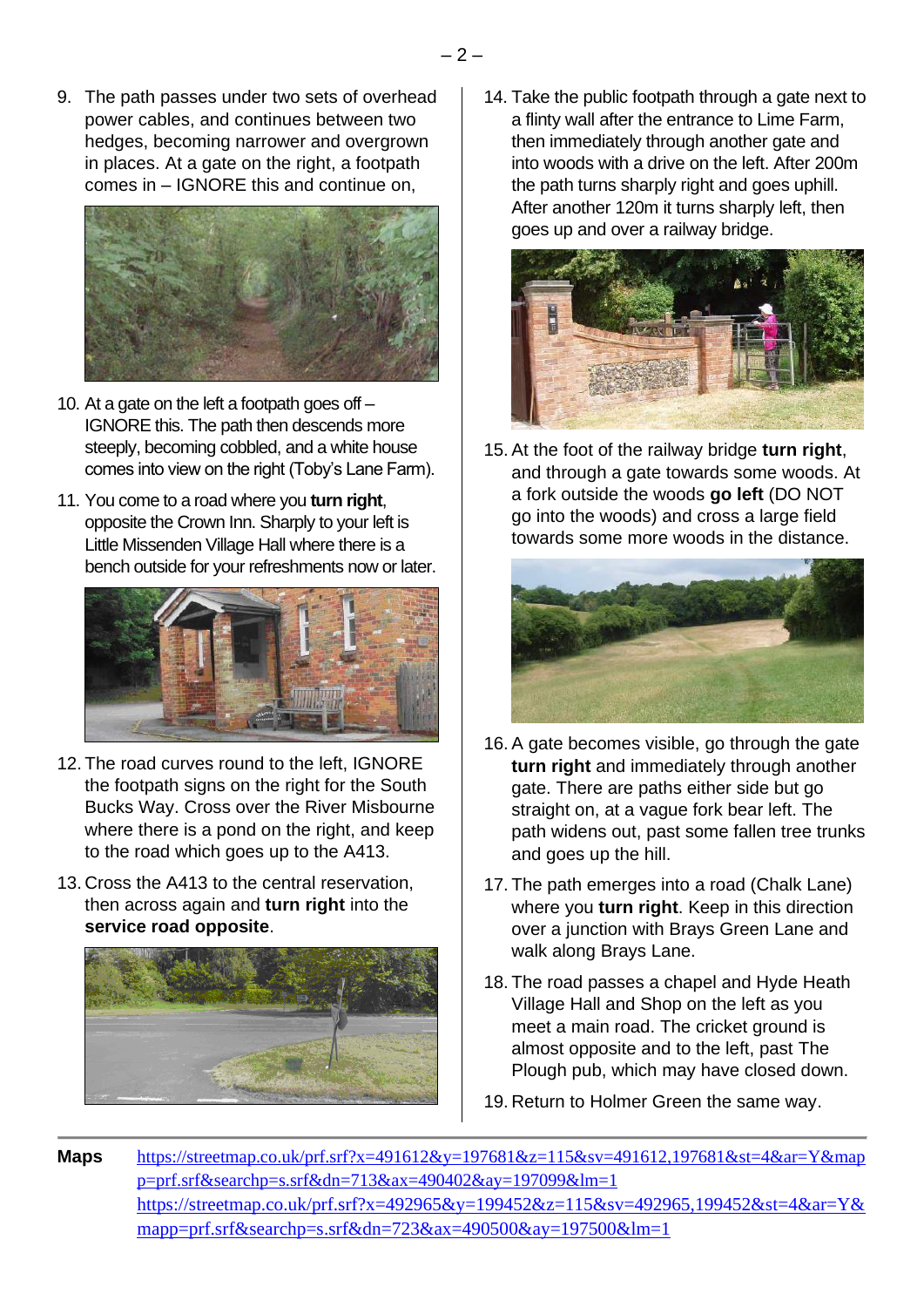9. The path passes under two sets of overhead power cables, and continues between two hedges, becoming narrower and overgrown in places. At a gate on the right, a footpath comes in – IGNORE this and continue on,

10. At a gate on the left a footpath goes off – IGNORE this. The path then descends more steeply, becoming cobbled, and a white house comes into view on the right (Toby's Lane Farm).

11. You come to a road where you **turn right**, opposite the Crown Inn. Sharply to your left is Little Missenden Village Hall where there is a bench outside for your refreshments now or later.

12. The road curves round to the left, IGNORE the footpath signs on the right for the South Bucks Way. Cross over the River Misbourne where there is a pond on the right, and keep to the road which goes up to the A413.

13. Cross the A413 to the central reservation, then across again and **turn right** into the **service road opposite**.

14. Take the public footpath through a gate next to a flinty wall after the entrance to Lime Farm, then immediately through another gate and into woods with a drive on the left. After 200m the path turns sharply right and goes uphill. After another 120m it turns sharply left, then goes up and over a railway bridge.

15. At the foot of the railway bridge **turn right**, and through a gate towards some woods. At a fork outside the woods **go left** (DO NOT go into the woods) and cross a large field towards some more woods in the distance.

16. A gate becomes visible, go through the gate **turn right** and immediately through another gate. There are paths either side but go straight on, at a vague fork bear left. The path widens out, past some fallen tree trunks and goes up the hill.

17. The path emerges into a road (Chalk Lane) where you **turn right**. Keep in this direction over a junction with Brays Green Lane and walk along Brays Lane.

18. The road passes a chapel and Hyde Heath Village Hall and Shop on the left as you meet a main road. The cricket ground is almost opposite and to the left, past The Plough pub, which may have closed down.

19. Return to Holmer Green the same way.

**Maps** https://streetmap.co.uk/prf.srf?x=491612&y=197681&z=115&sv=491612,197681&st=4&ar=Y&mapp=prf.srf&searchp=s.srf&dn=713&ax=490402&ay=197099&lm=1
https://streetmap.co.uk/prf.srf?x=492965&y=199452&z=115&sv=492965,199452&st=4&ar=Y&mapp=prf.srf&searchp=s.srf&dn=723&ax=490500&ay=197500&lm=1